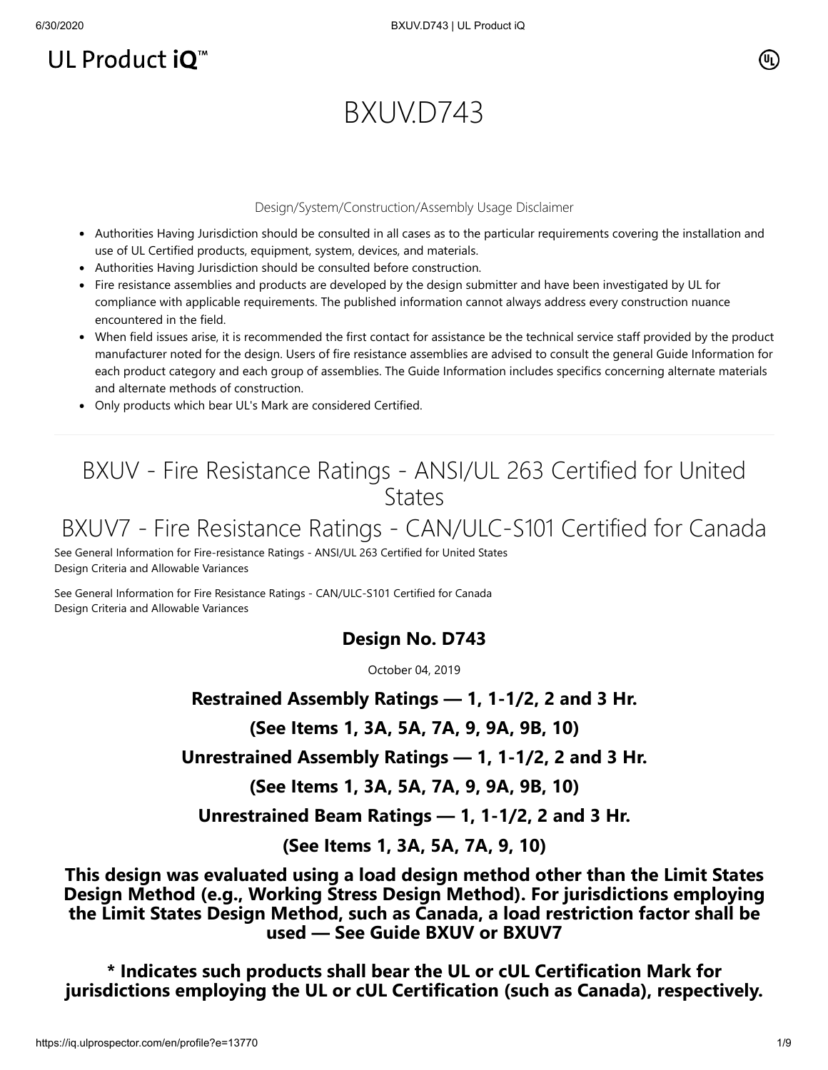UL Product iQ™

# BXUV.D743

Design/System/Construction/Assembly Usage Disclaimer

- Authorities Having Jurisdiction should be consulted in all cases as to the particular requirements covering the installation and use of UL Certified products, equipment, system, devices, and materials.
- Authorities Having Jurisdiction should be consulted before construction.
- Fire resistance assemblies and products are developed by the design submitter and have been investigated by UL for compliance with applicable requirements. The published information cannot always address every construction nuance encountered in the field.
- When field issues arise, it is recommended the first contact for assistance be the technical service staff provided by the product manufacturer noted for the design. Users of fire resistance assemblies are advised to consult the general Guide Information for each product category and each group of assemblies. The Guide Information includes specifics concerning alternate materials and alternate methods of construction.
- Only products which bear UL's Mark are considered Certified.

## BXUV - Fire Resistance Ratings - ANSI/UL 263 Certified for United States

## BXUV7 - Fire Resistance Ratings - CAN/ULC-S101 Certified for Canada

See General Information for Fire-resistance Ratings - ANSI/UL 263 Certified for United States
Design Criteria and Allowable Variances

See General Information for Fire Resistance Ratings - CAN/ULC-S101 Certified for Canada
Design Criteria and Allowable Variances

### Design No. D743

October 04, 2019

**Restrained Assembly Ratings — 1, 1-1/2, 2 and 3 Hr.**

**(See Items 1, 3A, 5A, 7A, 9, 9A, 9B, 10)**

**Unrestrained Assembly Ratings — 1, 1-1/2, 2 and 3 Hr.**

**(See Items 1, 3A, 5A, 7A, 9, 9A, 9B, 10)**

**Unrestrained Beam Ratings — 1, 1-1/2, 2 and 3 Hr.**

**(See Items 1, 3A, 5A, 7A, 9, 10)**

**This design was evaluated using a load design method other than the Limit States Design Method (e.g., Working Stress Design Method). For jurisdictions employing the Limit States Design Method, such as Canada, a load restriction factor shall be used — See Guide BXUV or BXUV7**

**\* Indicates such products shall bear the UL or cUL Certification Mark for jurisdictions employing the UL or cUL Certification (such as Canada), respectively.**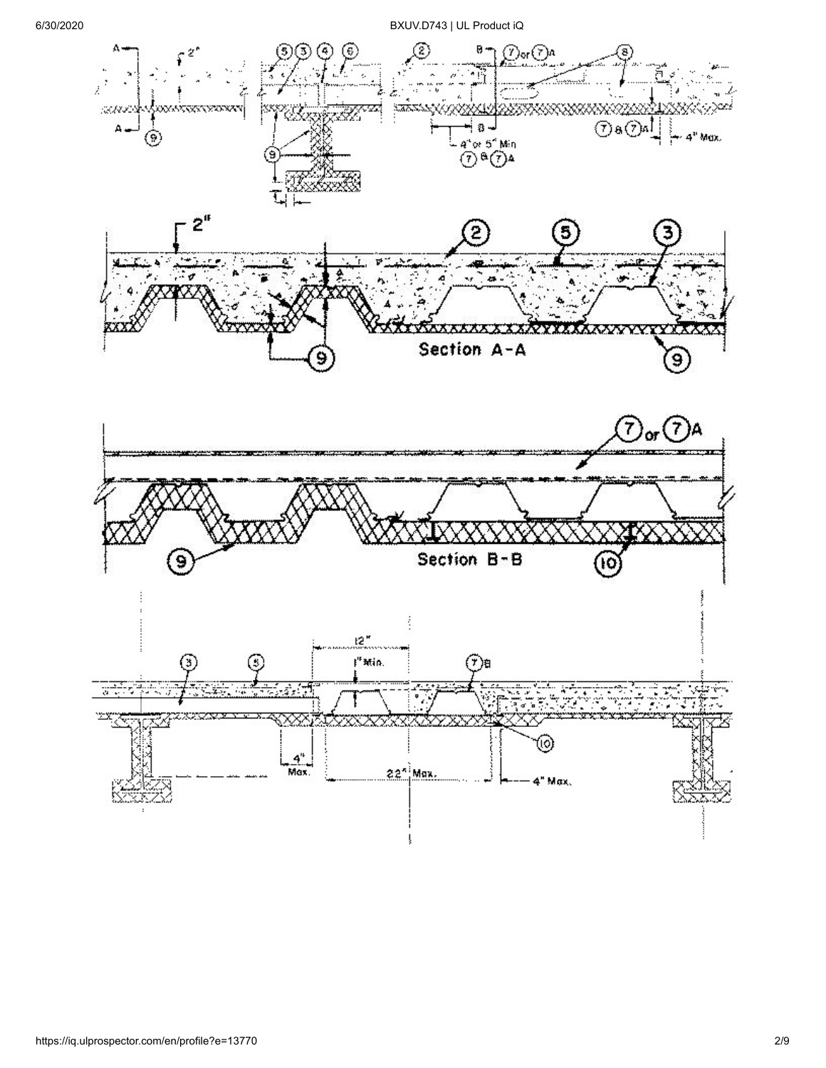Section A-A

Section B-B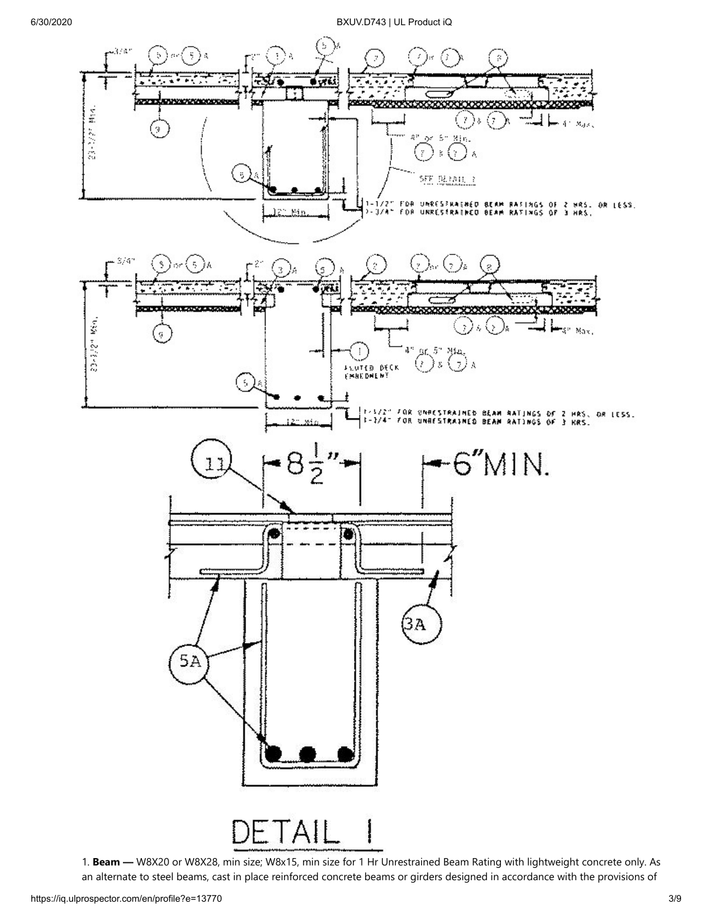DETAIL 1

1. **Beam —** W8X20 or W8X28, min size; W8x15, min size for 1 Hr Unrestrained Beam Rating with lightweight concrete only. As an alternate to steel beams, cast in place reinforced concrete beams or girders designed in accordance with the provisions of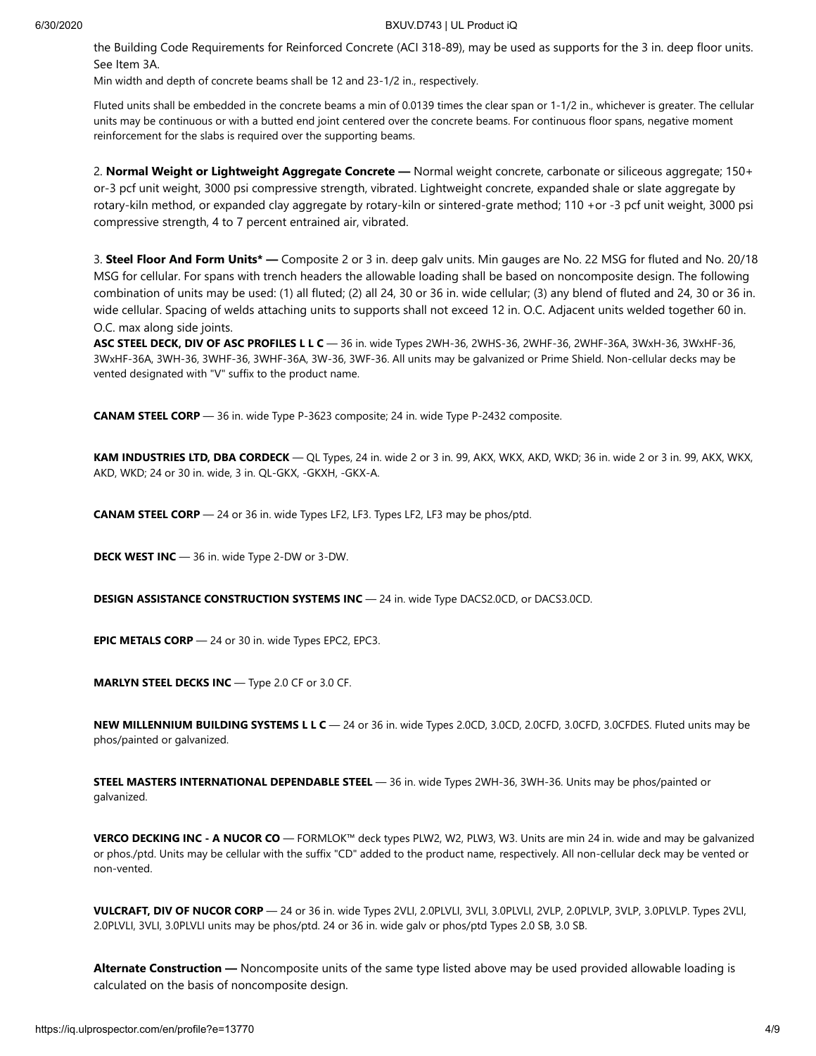the Building Code Requirements for Reinforced Concrete (ACI 318-89), may be used as supports for the 3 in. deep floor units. See Item 3A.

Min width and depth of concrete beams shall be 12 and 23-1/2 in., respectively.

Fluted units shall be embedded in the concrete beams a min of 0.0139 times the clear span or 1-1/2 in., whichever is greater. The cellular units may be continuous or with a butted end joint centered over the concrete beams. For continuous floor spans, negative moment reinforcement for the slabs is required over the supporting beams.

2. **Normal Weight or Lightweight Aggregate Concrete —** Normal weight concrete, carbonate or siliceous aggregate; 150+ or-3 pcf unit weight, 3000 psi compressive strength, vibrated. Lightweight concrete, expanded shale or slate aggregate by rotary-kiln method, or expanded clay aggregate by rotary-kiln or sintered-grate method; 110 +or -3 pcf unit weight, 3000 psi compressive strength, 4 to 7 percent entrained air, vibrated.

3. **Steel Floor And Form Units\* —** Composite 2 or 3 in. deep galv units. Min gauges are No. 22 MSG for fluted and No. 20/18 MSG for cellular. For spans with trench headers the allowable loading shall be based on noncomposite design. The following combination of units may be used: (1) all fluted; (2) all 24, 30 or 36 in. wide cellular; (3) any blend of fluted and 24, 30 or 36 in. wide cellular. Spacing of welds attaching units to supports shall not exceed 12 in. O.C. Adjacent units welded together 60 in. O.C. max along side joints.

**ASC STEEL DECK, DIV OF ASC PROFILES L L C** — 36 in. wide Types 2WH-36, 2WHS-36, 2WHF-36, 2WHF-36A, 3WxH-36, 3WxHF-36, 3WxHF-36A, 3WH-36, 3WHF-36, 3WHF-36A, 3W-36, 3WF-36. All units may be galvanized or Prime Shield. Non-cellular decks may be vented designated with "V" suffix to the product name.

**CANAM STEEL CORP** — 36 in. wide Type P-3623 composite; 24 in. wide Type P-2432 composite.

**KAM INDUSTRIES LTD, DBA CORDECK** — QL Types, 24 in. wide 2 or 3 in. 99, AKX, WKX, AKD, WKD; 36 in. wide 2 or 3 in. 99, AKX, WKX, AKD, WKD; 24 or 30 in. wide, 3 in. QL-GKX, -GKXH, -GKX-A.

**CANAM STEEL CORP** — 24 or 36 in. wide Types LF2, LF3. Types LF2, LF3 may be phos/ptd.

**DECK WEST INC** — 36 in. wide Type 2-DW or 3-DW.

**DESIGN ASSISTANCE CONSTRUCTION SYSTEMS INC** — 24 in. wide Type DACS2.0CD, or DACS3.0CD.

**EPIC METALS CORP** — 24 or 30 in. wide Types EPC2, EPC3.

**MARLYN STEEL DECKS INC** — Type 2.0 CF or 3.0 CF.

**NEW MILLENNIUM BUILDING SYSTEMS L L C** — 24 or 36 in. wide Types 2.0CD, 3.0CD, 2.0CFD, 3.0CFD, 3.0CFDES. Fluted units may be phos/painted or galvanized.

**STEEL MASTERS INTERNATIONAL DEPENDABLE STEEL** — 36 in. wide Types 2WH-36, 3WH-36. Units may be phos/painted or galvanized.

**VERCO DECKING INC - A NUCOR CO** — FORMLOK™ deck types PLW2, W2, PLW3, W3. Units are min 24 in. wide and may be galvanized or phos./ptd. Units may be cellular with the suffix "CD" added to the product name, respectively. All non-cellular deck may be vented or non-vented.

**VULCRAFT, DIV OF NUCOR CORP** — 24 or 36 in. wide Types 2VLI, 2.0PLVLI, 3VLI, 3.0PLVLI, 2VLP, 2.0PLVLP, 3VLP, 3.0PLVLP. Types 2VLI, 2.0PLVLI, 3VLI, 3.0PLVLI units may be phos/ptd. 24 or 36 in. wide galv or phos/ptd Types 2.0 SB, 3.0 SB.

**Alternate Construction —** Noncomposite units of the same type listed above may be used provided allowable loading is calculated on the basis of noncomposite design.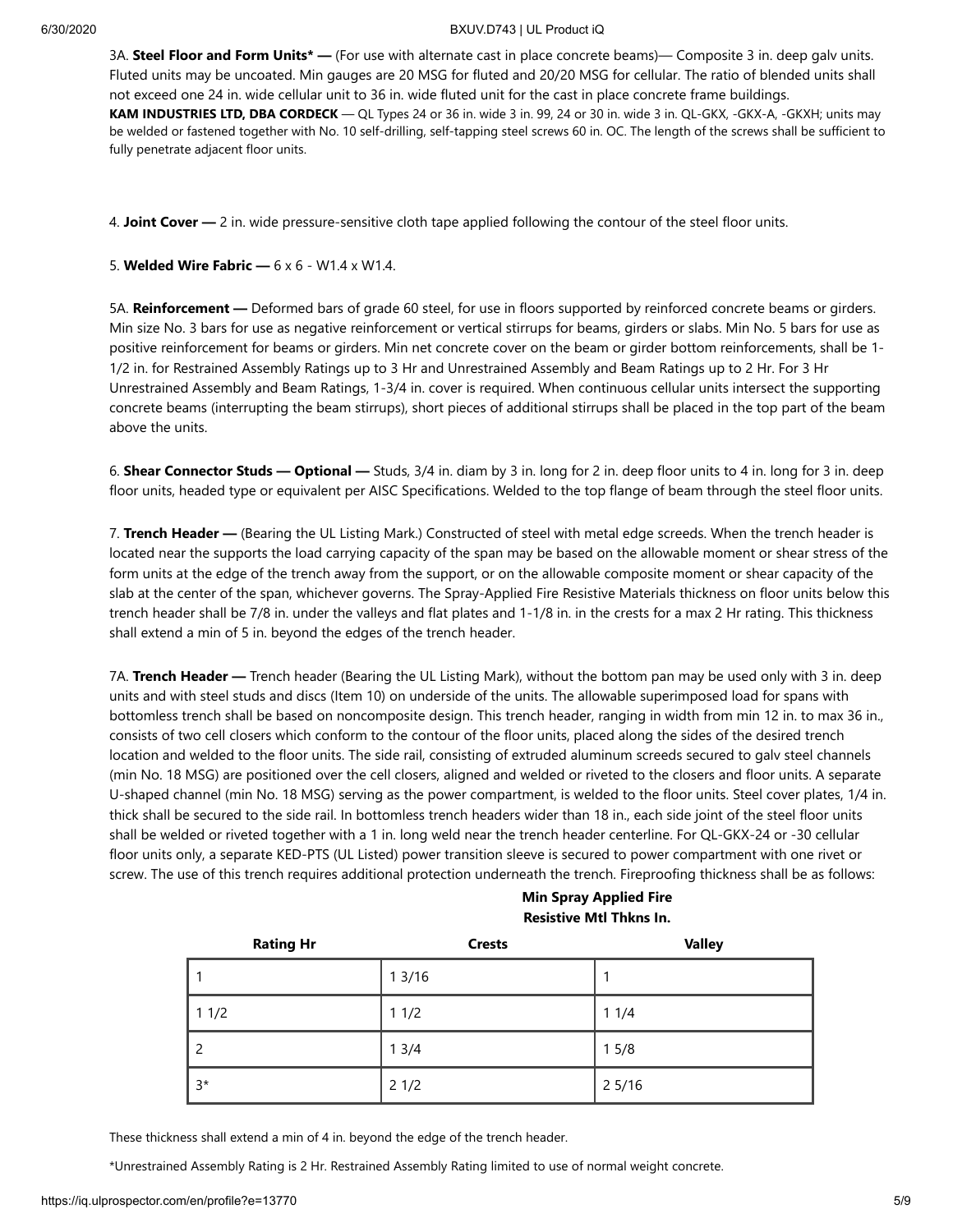3A. **Steel Floor and Form Units* —** (For use with alternate cast in place concrete beams)— Composite 3 in. deep galv units. Fluted units may be uncoated. Min gauges are 20 MSG for fluted and 20/20 MSG for cellular. The ratio of blended units shall not exceed one 24 in. wide cellular unit to 36 in. wide fluted unit for the cast in place concrete frame buildings.
**KAM INDUSTRIES LTD, DBA CORDECK** — QL Types 24 or 36 in. wide 3 in. 99, 24 or 30 in. wide 3 in. QL-GKX, -GKX-A, -GKXH; units may be welded or fastened together with No. 10 self-drilling, self-tapping steel screws 60 in. OC. The length of the screws shall be sufficient to fully penetrate adjacent floor units.

4. **Joint Cover —** 2 in. wide pressure-sensitive cloth tape applied following the contour of the steel floor units.

5. **Welded Wire Fabric —** 6 x 6 - W1.4 x W1.4.

5A. **Reinforcement —** Deformed bars of grade 60 steel, for use in floors supported by reinforced concrete beams or girders. Min size No. 3 bars for use as negative reinforcement or vertical stirrups for beams, girders or slabs. Min No. 5 bars for use as positive reinforcement for beams or girders. Min net concrete cover on the beam or girder bottom reinforcements, shall be 1-1/2 in. for Restrained Assembly Ratings up to 3 Hr and Unrestrained Assembly and Beam Ratings up to 2 Hr. For 3 Hr Unrestrained Assembly and Beam Ratings, 1-3/4 in. cover is required. When continuous cellular units intersect the supporting concrete beams (interrupting the beam stirrups), short pieces of additional stirrups shall be placed in the top part of the beam above the units.

6. **Shear Connector Studs — Optional —** Studs, 3/4 in. diam by 3 in. long for 2 in. deep floor units to 4 in. long for 3 in. deep floor units, headed type or equivalent per AISC Specifications. Welded to the top flange of beam through the steel floor units.

7. **Trench Header —** (Bearing the UL Listing Mark.) Constructed of steel with metal edge screeds. When the trench header is located near the supports the load carrying capacity of the span may be based on the allowable moment or shear stress of the form units at the edge of the trench away from the support, or on the allowable composite moment or shear capacity of the slab at the center of the span, whichever governs. The Spray-Applied Fire Resistive Materials thickness on floor units below this trench header shall be 7/8 in. under the valleys and flat plates and 1-1/8 in. in the crests for a max 2 Hr rating. This thickness shall extend a min of 5 in. beyond the edges of the trench header.

7A. **Trench Header —** Trench header (Bearing the UL Listing Mark), without the bottom pan may be used only with 3 in. deep units and with steel studs and discs (Item 10) on underside of the units. The allowable superimposed load for spans with bottomless trench shall be based on noncomposite design. This trench header, ranging in width from min 12 in. to max 36 in., consists of two cell closers which conform to the contour of the floor units, placed along the sides of the desired trench location and welded to the floor units. The side rail, consisting of extruded aluminum screeds secured to galv steel channels (min No. 18 MSG) are positioned over the cell closers, aligned and welded or riveted to the closers and floor units. A separate U-shaped channel (min No. 18 MSG) serving as the power compartment, is welded to the floor units. Steel cover plates, 1/4 in. thick shall be secured to the side rail. In bottomless trench headers wider than 18 in., each side joint of the steel floor units shall be welded or riveted together with a 1 in. long weld near the trench header centerline. For QL-GKX-24 or -30 cellular floor units only, a separate KED-PTS (UL Listed) power transition sleeve is secured to power compartment with one rivet or screw. The use of this trench requires additional protection underneath the trench. Fireproofing thickness shall be as follows:

| | **Min Spray Applied Fire Resistive Mtl Thkns In.** | |
|---|---|---|
| **Rating Hr** | **Crests** | **Valley** |
| 1 | 1 3/16 | 1 |
| 1 1/2 | 1 1/2 | 1 1/4 |
| 2 | 1 3/4 | 1 5/8 |
| 3* | 2 1/2 | 2 5/16 |

These thickness shall extend a min of 4 in. beyond the edge of the trench header.

*Unrestrained Assembly Rating is 2 Hr. Restrained Assembly Rating limited to use of normal weight concrete.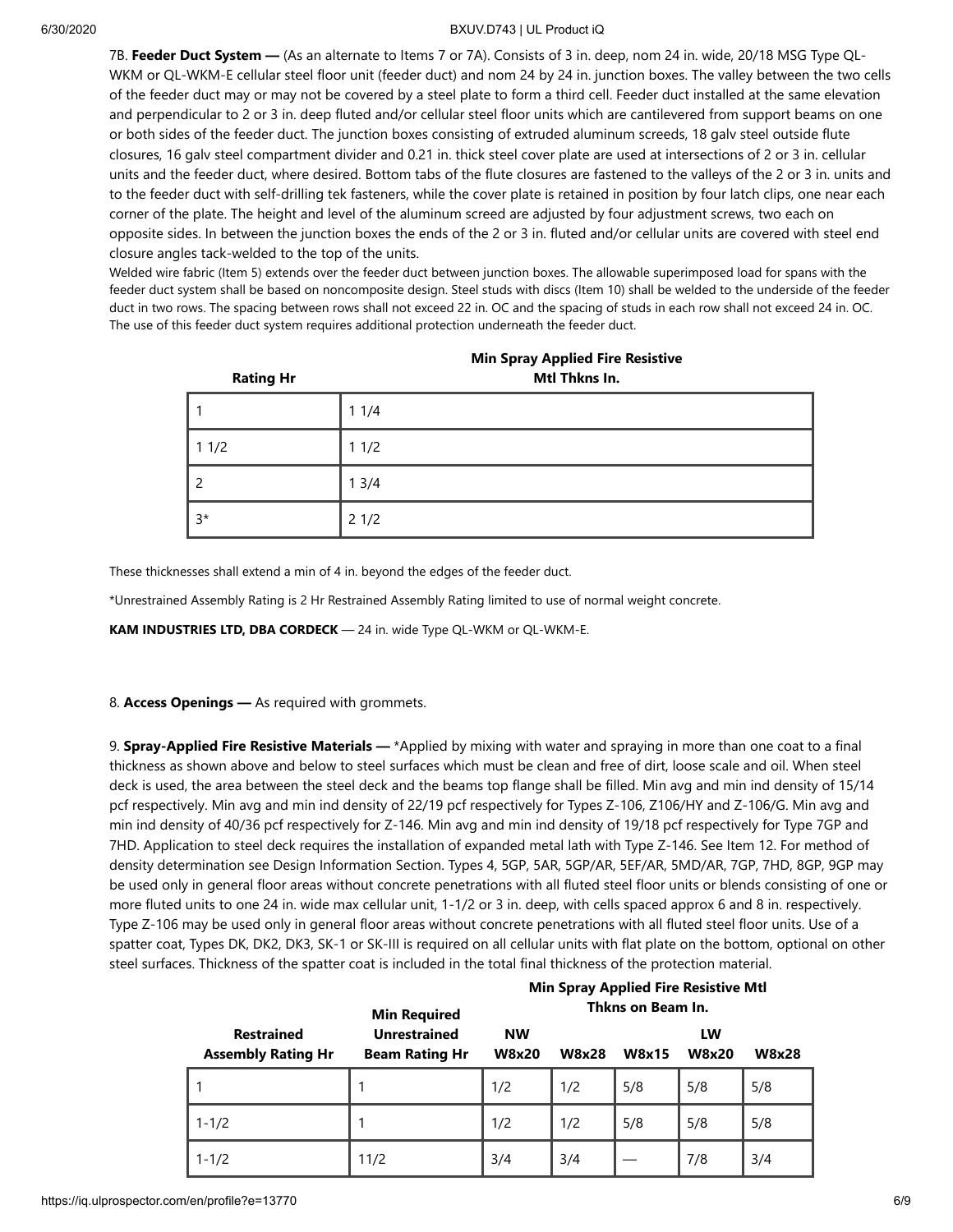7B. **Feeder Duct System —** (As an alternate to Items 7 or 7A). Consists of 3 in. deep, nom 24 in. wide, 20/18 MSG Type QL-WKM or QL-WKM-E cellular steel floor unit (feeder duct) and nom 24 by 24 in. junction boxes. The valley between the two cells of the feeder duct may or may not be covered by a steel plate to form a third cell. Feeder duct installed at the same elevation and perpendicular to 2 or 3 in. deep fluted and/or cellular steel floor units which are cantilevered from support beams on one or both sides of the feeder duct. The junction boxes consisting of extruded aluminum screeds, 18 galv steel outside flute closures, 16 galv steel compartment divider and 0.21 in. thick steel cover plate are used at intersections of 2 or 3 in. cellular units and the feeder duct, where desired. Bottom tabs of the flute closures are fastened to the valleys of the 2 or 3 in. units and to the feeder duct with self-drilling tek fasteners, while the cover plate is retained in position by four latch clips, one near each corner of the plate. The height and level of the aluminum screed are adjusted by four adjustment screws, two each on opposite sides. In between the junction boxes the ends of the 2 or 3 in. fluted and/or cellular units are covered with steel end closure angles tack-welded to the top of the units.

Welded wire fabric (Item 5) extends over the feeder duct between junction boxes. The allowable superimposed load for spans with the feeder duct system shall be based on noncomposite design. Steel studs with discs (Item 10) shall be welded to the underside of the feeder duct in two rows. The spacing between rows shall not exceed 22 in. OC and the spacing of studs in each row shall not exceed 24 in. OC. The use of this feeder duct system requires additional protection underneath the feeder duct.

| Rating Hr | Min Spray Applied Fire Resistive Mtl Thkns In. |
|---|---|
| 1 | 1 1/4 |
| 1 1/2 | 1 1/2 |
| 2 | 1 3/4 |
| 3* | 2 1/2 |

These thicknesses shall extend a min of 4 in. beyond the edges of the feeder duct.

*Unrestrained Assembly Rating is 2 Hr Restrained Assembly Rating limited to use of normal weight concrete.

**KAM INDUSTRIES LTD, DBA CORDECK** — 24 in. wide Type QL-WKM or QL-WKM-E.

8. **Access Openings —** As required with grommets.

9. **Spray-Applied Fire Resistive Materials —** *Applied by mixing with water and spraying in more than one coat to a final thickness as shown above and below to steel surfaces which must be clean and free of dirt, loose scale and oil. When steel deck is used, the area between the steel deck and the beams top flange shall be filled. Min avg and min ind density of 15/14 pcf respectively. Min avg and min ind density of 22/19 pcf respectively for Types Z-106, Z106/HY and Z-106/G. Min avg and min ind density of 40/36 pcf respectively for Z-146. Min avg and min ind density of 19/18 pcf respectively for Type 7GP and 7HD. Application to steel deck requires the installation of expanded metal lath with Type Z-146. See Item 12. For method of density determination see Design Information Section. Types 4, 5GP, 5AR, 5GP/AR, 5EF/AR, 5MD/AR, 7GP, 7HD, 8GP, 9GP may be used only in general floor areas without concrete penetrations with all fluted steel floor units or blends consisting of one or more fluted units to one 24 in. wide max cellular unit, 1-1/2 or 3 in. deep, with cells spaced approx 6 and 8 in. respectively. Type Z-106 may be used only in general floor areas without concrete penetrations with all fluted steel floor units. Use of a spatter coat, Types DK, DK2, DK3, SK-1 or SK-III is required on all cellular units with flat plate on the bottom, optional on other steel surfaces. Thickness of the spatter coat is included in the total final thickness of the protection material.

| Restrained Assembly Rating Hr | Min Required Unrestrained Beam Rating Hr | Min Spray Applied Fire Resistive Mtl Thkns on Beam In. | | | | |
|---|---|---|---|---|---|---|
| | | NW W8x20 | W8x28 | W8x15 | LW W8x20 | W8x28 |
| 1 | 1 | 1/2 | 1/2 | 5/8 | 5/8 | 5/8 |
| 1-1/2 | 1 | 1/2 | 1/2 | 5/8 | 5/8 | 5/8 |
| 1-1/2 | 11/2 | 3/4 | 3/4 | — | 7/8 | 3/4 |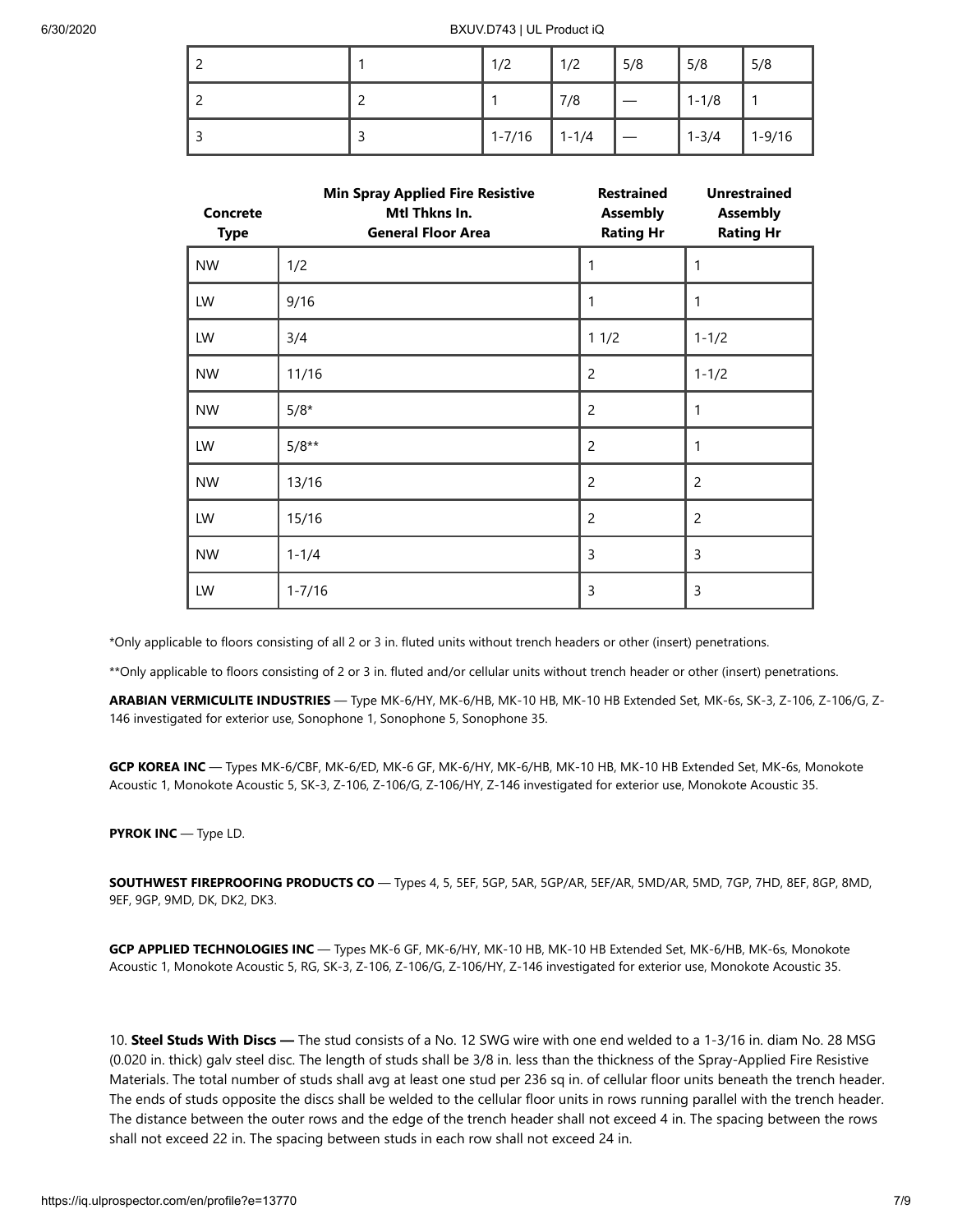| | | | | | | |
|---|---|---|---|---|---|---|
| 2 | 1 | 1/2 | 1/2 | 5/8 | 5/8 | 5/8 |
| 2 | 2 | 1 | 7/8 | — | 1-1/8 | 1 |
| 3 | 3 | 1-7/16 | 1-1/4 | — | 1-3/4 | 1-9/16 |

| Concrete Type | Min Spray Applied Fire Resistive Mtl Thkns In. General Floor Area | Restrained Assembly Rating Hr | Unrestrained Assembly Rating Hr |
|---|---|---|---|
| NW | 1/2 | 1 | 1 |
| LW | 9/16 | 1 | 1 |
| LW | 3/4 | 1 1/2 | 1-1/2 |
| NW | 11/16 | 2 | 1-1/2 |
| NW | 5/8* | 2 | 1 |
| LW | 5/8** | 2 | 1 |
| NW | 13/16 | 2 | 2 |
| LW | 15/16 | 2 | 2 |
| NW | 1-1/4 | 3 | 3 |
| LW | 1-7/16 | 3 | 3 |

*Only applicable to floors consisting of all 2 or 3 in. fluted units without trench headers or other (insert) penetrations.

**Only applicable to floors consisting of 2 or 3 in. fluted and/or cellular units without trench header or other (insert) penetrations.

**ARABIAN VERMICULITE INDUSTRIES** — Type MK-6/HY, MK-6/HB, MK-10 HB, MK-10 HB Extended Set, MK-6s, SK-3, Z-106, Z-106/G, Z-146 investigated for exterior use, Sonophone 1, Sonophone 5, Sonophone 35.

**GCP KOREA INC** — Types MK-6/CBF, MK-6/ED, MK-6 GF, MK-6/HY, MK-6/HB, MK-10 HB, MK-10 HB Extended Set, MK-6s, Monokote Acoustic 1, Monokote Acoustic 5, SK-3, Z-106, Z-106/G, Z-106/HY, Z-146 investigated for exterior use, Monokote Acoustic 35.

**PYROK INC** — Type LD.

**SOUTHWEST FIREPROOFING PRODUCTS CO** — Types 4, 5, 5EF, 5GP, 5AR, 5GP/AR, 5EF/AR, 5MD/AR, 5MD, 7GP, 7HD, 8EF, 8GP, 8MD, 9EF, 9GP, 9MD, DK, DK2, DK3.

**GCP APPLIED TECHNOLOGIES INC** — Types MK-6 GF, MK-6/HY, MK-10 HB, MK-10 HB Extended Set, MK-6/HB, MK-6s, Monokote Acoustic 1, Monokote Acoustic 5, RG, SK-3, Z-106, Z-106/G, Z-106/HY, Z-146 investigated for exterior use, Monokote Acoustic 35.

10. **Steel Studs With Discs —** The stud consists of a No. 12 SWG wire with one end welded to a 1-3/16 in. diam No. 28 MSG (0.020 in. thick) galv steel disc. The length of studs shall be 3/8 in. less than the thickness of the Spray-Applied Fire Resistive Materials. The total number of studs shall avg at least one stud per 236 sq in. of cellular floor units beneath the trench header. The ends of studs opposite the discs shall be welded to the cellular floor units in rows running parallel with the trench header. The distance between the outer rows and the edge of the trench header shall not exceed 4 in. The spacing between the rows shall not exceed 22 in. The spacing between studs in each row shall not exceed 24 in.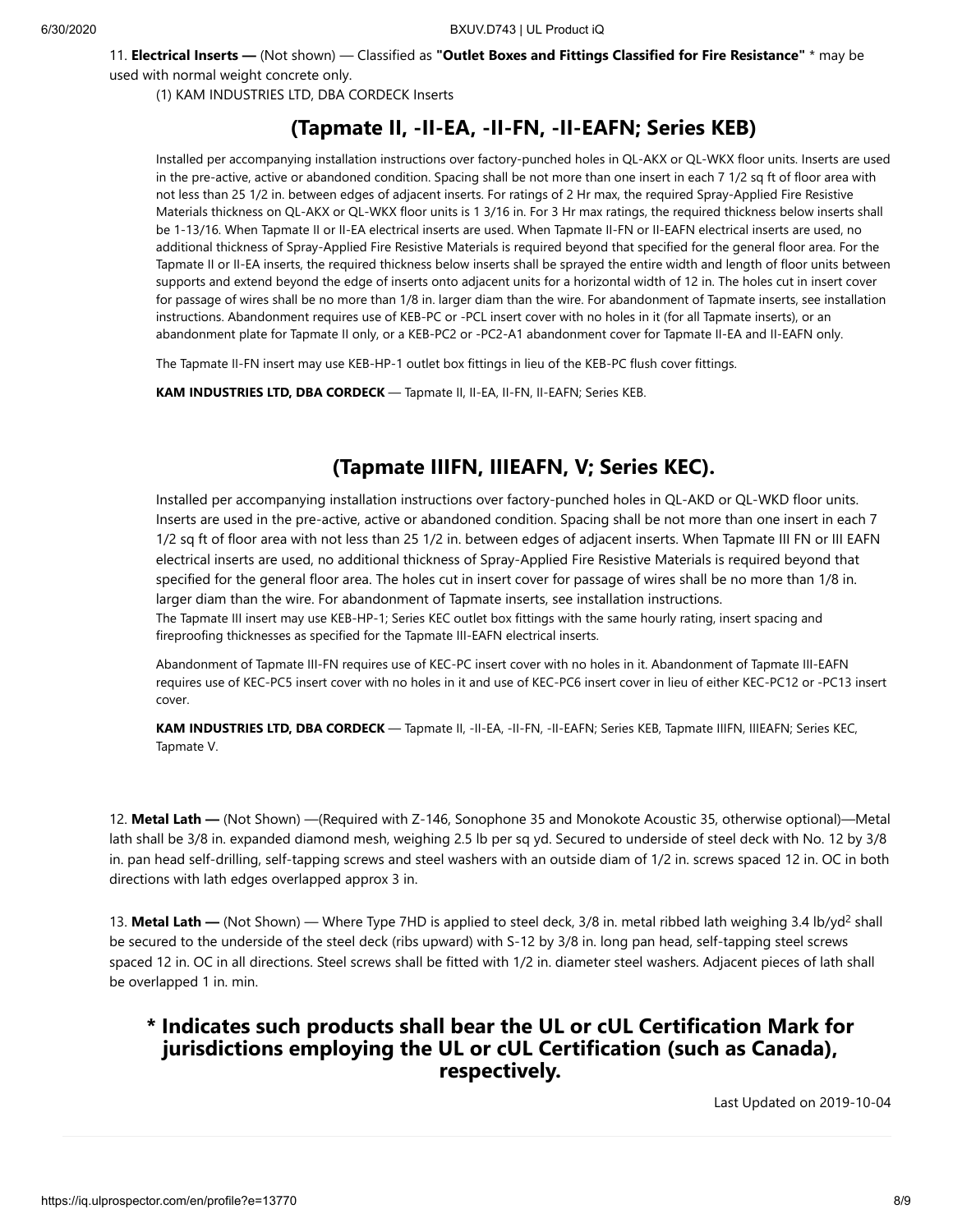11. **Electrical Inserts —** (Not shown) — Classified as **"Outlet Boxes and Fittings Classified for Fire Resistance"** * may be used with normal weight concrete only.

(1) KAM INDUSTRIES LTD, DBA CORDECK Inserts

## (Tapmate II, -II-EA, -II-FN, -II-EAFN; Series KEB)

Installed per accompanying installation instructions over factory-punched holes in QL-AKX or QL-WKX floor units. Inserts are used in the pre-active, active or abandoned condition. Spacing shall be not more than one insert in each 7 1/2 sq ft of floor area with not less than 25 1/2 in. between edges of adjacent inserts. For ratings of 2 Hr max, the required Spray-Applied Fire Resistive Materials thickness on QL-AKX or QL-WKX floor units is 1 3/16 in. For 3 Hr max ratings, the required thickness below inserts shall be 1-13/16. When Tapmate II or II-EA electrical inserts are used. When Tapmate II-FN or II-EAFN electrical inserts are used, no additional thickness of Spray-Applied Fire Resistive Materials is required beyond that specified for the general floor area. For the Tapmate II or II-EA inserts, the required thickness below inserts shall be sprayed the entire width and length of floor units between supports and extend beyond the edge of inserts onto adjacent units for a horizontal width of 12 in. The holes cut in insert cover for passage of wires shall be no more than 1/8 in. larger diam than the wire. For abandonment of Tapmate inserts, see installation instructions. Abandonment requires use of KEB-PC or -PCL insert cover with no holes in it (for all Tapmate inserts), or an abandonment plate for Tapmate II only, or a KEB-PC2 or -PC2-A1 abandonment cover for Tapmate II-EA and II-EAFN only.

The Tapmate II-FN insert may use KEB-HP-1 outlet box fittings in lieu of the KEB-PC flush cover fittings.

**KAM INDUSTRIES LTD, DBA CORDECK** — Tapmate II, II-EA, II-FN, II-EAFN; Series KEB.

## (Tapmate IIIFN, IIIEAFN, V; Series KEC).

Installed per accompanying installation instructions over factory-punched holes in QL-AKD or QL-WKD floor units. Inserts are used in the pre-active, active or abandoned condition. Spacing shall be not more than one insert in each 7 1/2 sq ft of floor area with not less than 25 1/2 in. between edges of adjacent inserts. When Tapmate III FN or III EAFN electrical inserts are used, no additional thickness of Spray-Applied Fire Resistive Materials is required beyond that specified for the general floor area. The holes cut in insert cover for passage of wires shall be no more than 1/8 in. larger diam than the wire. For abandonment of Tapmate inserts, see installation instructions.
The Tapmate III insert may use KEB-HP-1; Series KEC outlet box fittings with the same hourly rating, insert spacing and fireproofing thicknesses as specified for the Tapmate III-EAFN electrical inserts.

Abandonment of Tapmate III-FN requires use of KEC-PC insert cover with no holes in it. Abandonment of Tapmate III-EAFN requires use of KEC-PC5 insert cover with no holes in it and use of KEC-PC6 insert cover in lieu of either KEC-PC12 or -PC13 insert cover.

**KAM INDUSTRIES LTD, DBA CORDECK** — Tapmate II, -II-EA, -II-FN, -II-EAFN; Series KEB, Tapmate IIIFN, IIIEAFN; Series KEC, Tapmate V.

12. **Metal Lath —** (Not Shown) —(Required with Z-146, Sonophone 35 and Monokote Acoustic 35, otherwise optional)—Metal lath shall be 3/8 in. expanded diamond mesh, weighing 2.5 lb per sq yd. Secured to underside of steel deck with No. 12 by 3/8 in. pan head self-drilling, self-tapping screws and steel washers with an outside diam of 1/2 in. screws spaced 12 in. OC in both directions with lath edges overlapped approx 3 in.

13. **Metal Lath —** (Not Shown) — Where Type 7HD is applied to steel deck, 3/8 in. metal ribbed lath weighing 3.4 lb/yd$^2$ shall be secured to the underside of the steel deck (ribs upward) with S-12 by 3/8 in. long pan head, self-tapping steel screws spaced 12 in. OC in all directions. Steel screws shall be fitted with 1/2 in. diameter steel washers. Adjacent pieces of lath shall be overlapped 1 in. min.

## * Indicates such products shall bear the UL or cUL Certification Mark for jurisdictions employing the UL or cUL Certification (such as Canada), respectively.

Last Updated on 2019-10-04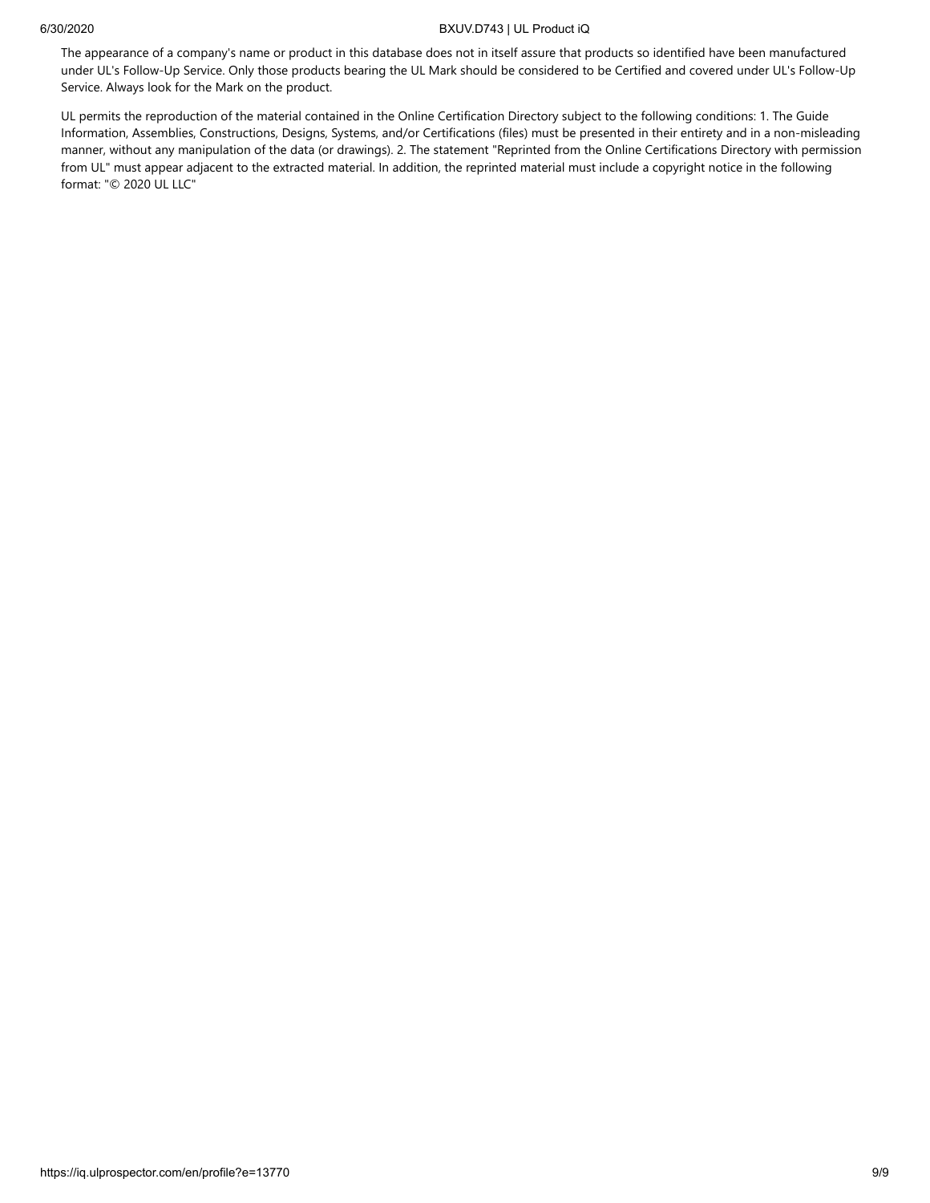The appearance of a company's name or product in this database does not in itself assure that products so identified have been manufactured under UL's Follow-Up Service. Only those products bearing the UL Mark should be considered to be Certified and covered under UL's Follow-Up Service. Always look for the Mark on the product.

UL permits the reproduction of the material contained in the Online Certification Directory subject to the following conditions: 1. The Guide Information, Assemblies, Constructions, Designs, Systems, and/or Certifications (files) must be presented in their entirety and in a non-misleading manner, without any manipulation of the data (or drawings). 2. The statement "Reprinted from the Online Certifications Directory with permission from UL" must appear adjacent to the extracted material. In addition, the reprinted material must include a copyright notice in the following format: "© 2020 UL LLC"